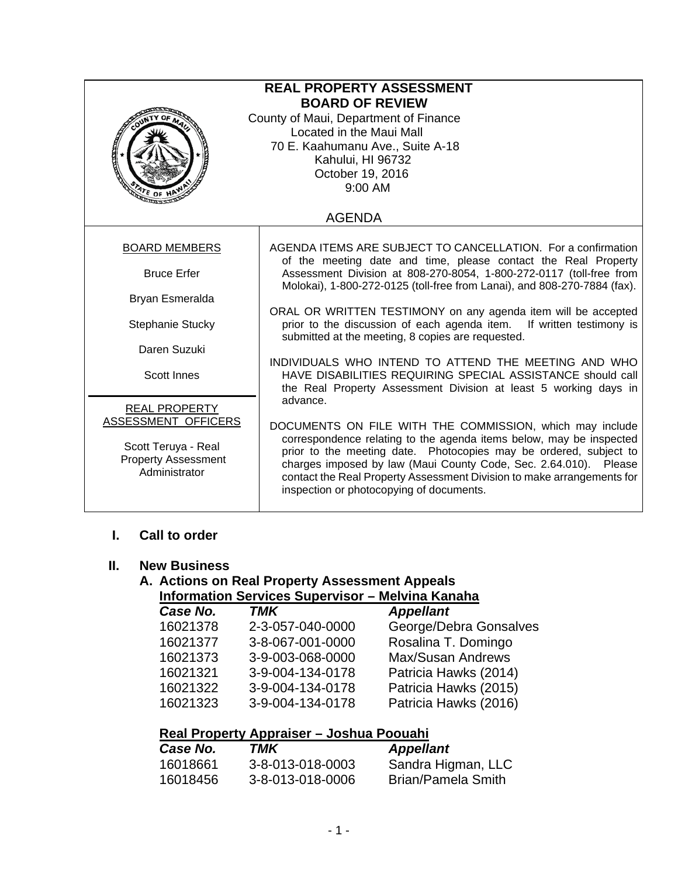# REAL PROPERTY ASSESSMENT BOARD OF REVIEW

County of Maui, Department of Finance
Located in the Maui Mall
70 E. Kaahumanu Ave., Suite A-18
Kahului, HI 96732
October 19, 2016
9:00 AM

## AGENDA

**BOARD MEMBERS**

Bruce Erfer

Bryan Esmeralda

Stephanie Stucky

Daren Suzuki

Scott Innes

**REAL PROPERTY ASSESSMENT OFFICERS**

Scott Teruya - Real Property Assessment Administrator

AGENDA ITEMS ARE SUBJECT TO CANCELLATION. For a confirmation of the meeting date and time, please contact the Real Property Assessment Division at 808-270-8054, 1-800-272-0117 (toll-free from Molokai), 1-800-272-0125 (toll-free from Lanai), and 808-270-7884 (fax).

ORAL OR WRITTEN TESTIMONY on any agenda item will be accepted prior to the discussion of each agenda item. If written testimony is submitted at the meeting, 8 copies are requested.

INDIVIDUALS WHO INTEND TO ATTEND THE MEETING AND WHO HAVE DISABILITIES REQUIRING SPECIAL ASSISTANCE should call the Real Property Assessment Division at least 5 working days in advance.

DOCUMENTS ON FILE WITH THE COMMISSION, which may include correspondence relating to the agenda items below, may be inspected prior to the meeting date. Photocopies may be ordered, subject to charges imposed by law (Maui County Code, Sec. 2.64.010). Please contact the Real Property Assessment Division to make arrangements for inspection or photocopying of documents.

## I. Call to order

## II. New Business

### A. Actions on Real Property Assessment Appeals

**Information Services Supervisor – Melvina Kanaha**

| *Case No.* | *TMK* | *Appellant* |
|---|---|---|
| 16021378 | 2-3-057-040-0000 | George/Debra Gonsalves |
| 16021377 | 3-8-067-001-0000 | Rosalina T. Domingo |
| 16021373 | 3-9-003-068-0000 | Max/Susan Andrews |
| 16021321 | 3-9-004-134-0178 | Patricia Hawks (2014) |
| 16021322 | 3-9-004-134-0178 | Patricia Hawks (2015) |
| 16021323 | 3-9-004-134-0178 | Patricia Hawks (2016) |

**Real Property Appraiser – Joshua Poouahi**

| *Case No.* | *TMK* | *Appellant* |
|---|---|---|
| 16018661 | 3-8-013-018-0003 | Sandra Higman, LLC |
| 16018456 | 3-8-013-018-0006 | Brian/Pamela Smith |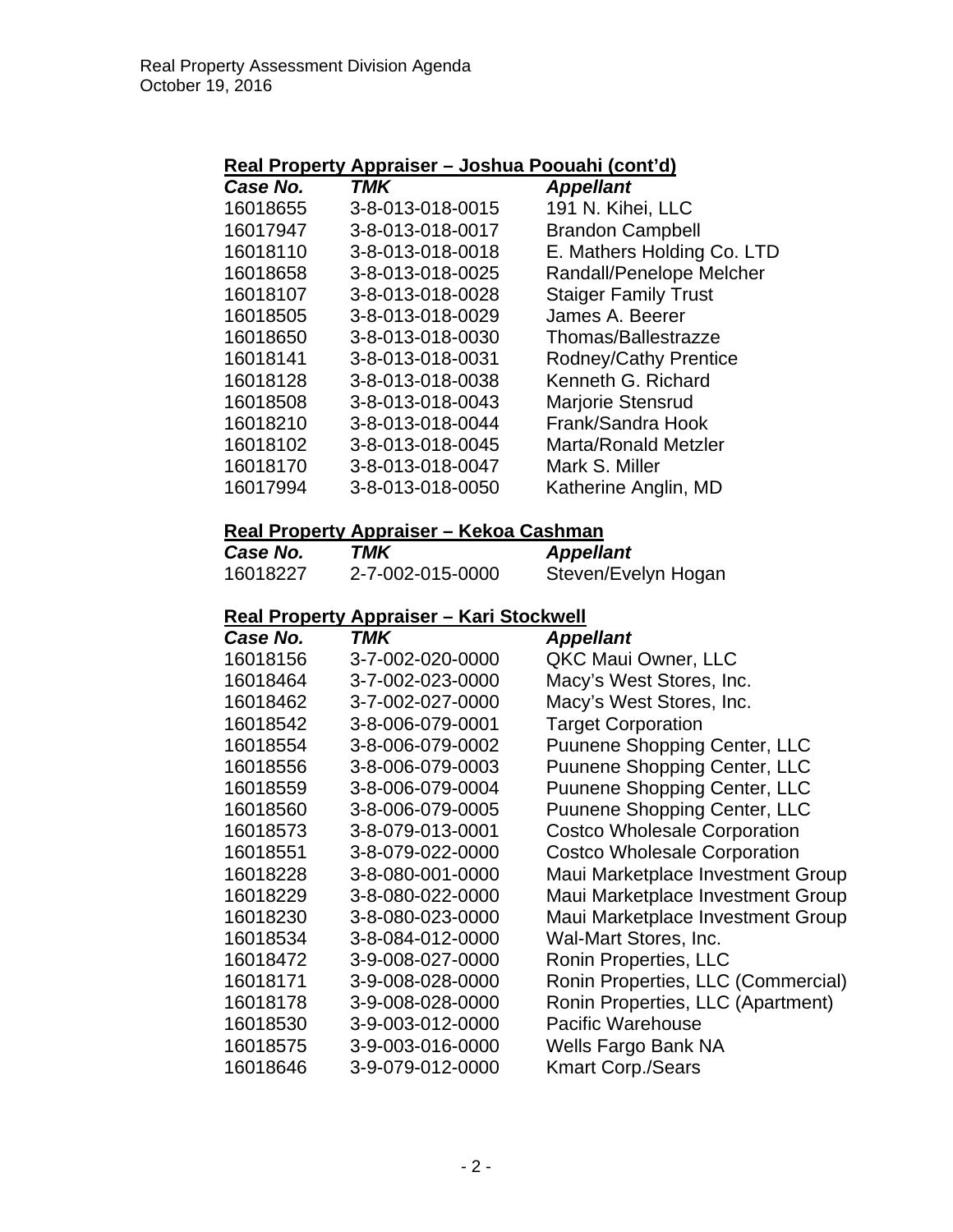### Real Property Appraiser – Joshua Poouahi (cont'd)

| *Case No.* | *TMK* | *Appellant* |
|---|---|---|
| 16018655 | 3-8-013-018-0015 | 191 N. Kihei, LLC |
| 16017947 | 3-8-013-018-0017 | Brandon Campbell |
| 16018110 | 3-8-013-018-0018 | E. Mathers Holding Co. LTD |
| 16018658 | 3-8-013-018-0025 | Randall/Penelope Melcher |
| 16018107 | 3-8-013-018-0028 | Staiger Family Trust |
| 16018505 | 3-8-013-018-0029 | James A. Beerer |
| 16018650 | 3-8-013-018-0030 | Thomas/Ballestrazze |
| 16018141 | 3-8-013-018-0031 | Rodney/Cathy Prentice |
| 16018128 | 3-8-013-018-0038 | Kenneth G. Richard |
| 16018508 | 3-8-013-018-0043 | Marjorie Stensrud |
| 16018210 | 3-8-013-018-0044 | Frank/Sandra Hook |
| 16018102 | 3-8-013-018-0045 | Marta/Ronald Metzler |
| 16018170 | 3-8-013-018-0047 | Mark S. Miller |
| 16017994 | 3-8-013-018-0050 | Katherine Anglin, MD |

### Real Property Appraiser – Kekoa Cashman

| *Case No.* | *TMK* | *Appellant* |
|---|---|---|
| 16018227 | 2-7-002-015-0000 | Steven/Evelyn Hogan |

### Real Property Appraiser – Kari Stockwell

| *Case No.* | *TMK* | *Appellant* |
|---|---|---|
| 16018156 | 3-7-002-020-0000 | QKC Maui Owner, LLC |
| 16018464 | 3-7-002-023-0000 | Macy's West Stores, Inc. |
| 16018462 | 3-7-002-027-0000 | Macy's West Stores, Inc. |
| 16018542 | 3-8-006-079-0001 | Target Corporation |
| 16018554 | 3-8-006-079-0002 | Puunene Shopping Center, LLC |
| 16018556 | 3-8-006-079-0003 | Puunene Shopping Center, LLC |
| 16018559 | 3-8-006-079-0004 | Puunene Shopping Center, LLC |
| 16018560 | 3-8-006-079-0005 | Puunene Shopping Center, LLC |
| 16018573 | 3-8-079-013-0001 | Costco Wholesale Corporation |
| 16018551 | 3-8-079-022-0000 | Costco Wholesale Corporation |
| 16018228 | 3-8-080-001-0000 | Maui Marketplace Investment Group |
| 16018229 | 3-8-080-022-0000 | Maui Marketplace Investment Group |
| 16018230 | 3-8-080-023-0000 | Maui Marketplace Investment Group |
| 16018534 | 3-8-084-012-0000 | Wal-Mart Stores, Inc. |
| 16018472 | 3-9-008-027-0000 | Ronin Properties, LLC |
| 16018171 | 3-9-008-028-0000 | Ronin Properties, LLC (Commercial) |
| 16018178 | 3-9-008-028-0000 | Ronin Properties, LLC (Apartment) |
| 16018530 | 3-9-003-012-0000 | Pacific Warehouse |
| 16018575 | 3-9-003-016-0000 | Wells Fargo Bank NA |
| 16018646 | 3-9-079-012-0000 | Kmart Corp./Sears |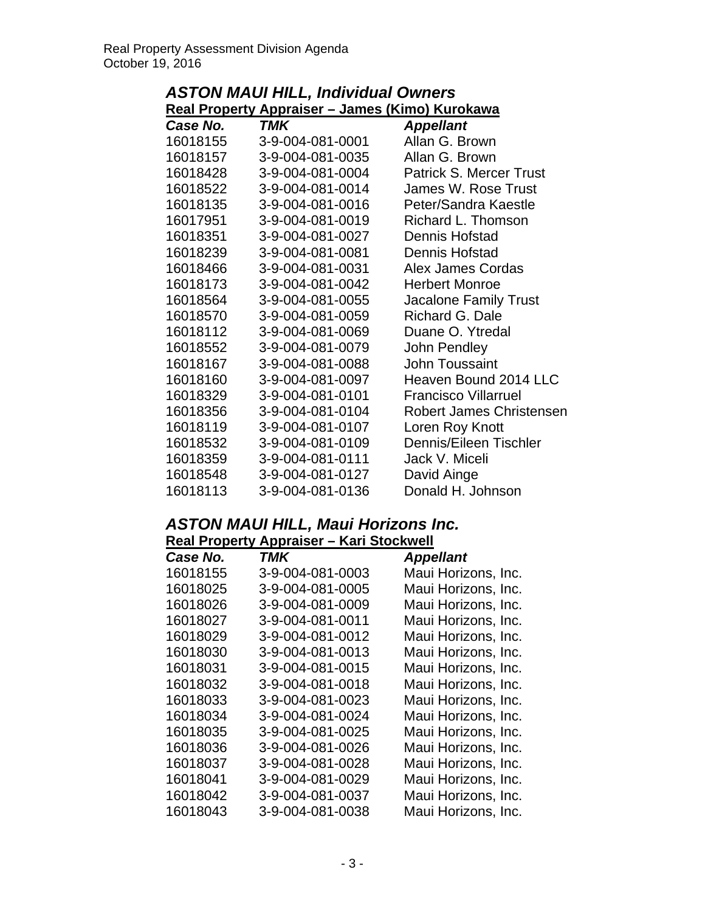## *ASTON MAUI HILL, Individual Owners*

**Real Property Appraiser – James (Kimo) Kurokawa**

| *Case No.* | *TMK* | *Appellant* |
|---|---|---|
| 16018155 | 3-9-004-081-0001 | Allan G. Brown |
| 16018157 | 3-9-004-081-0035 | Allan G. Brown |
| 16018428 | 3-9-004-081-0004 | Patrick S. Mercer Trust |
| 16018522 | 3-9-004-081-0014 | James W. Rose Trust |
| 16018135 | 3-9-004-081-0016 | Peter/Sandra Kaestle |
| 16017951 | 3-9-004-081-0019 | Richard L. Thomson |
| 16018351 | 3-9-004-081-0027 | Dennis Hofstad |
| 16018239 | 3-9-004-081-0081 | Dennis Hofstad |
| 16018466 | 3-9-004-081-0031 | Alex James Cordas |
| 16018173 | 3-9-004-081-0042 | Herbert Monroe |
| 16018564 | 3-9-004-081-0055 | Jacalone Family Trust |
| 16018570 | 3-9-004-081-0059 | Richard G. Dale |
| 16018112 | 3-9-004-081-0069 | Duane O. Ytredal |
| 16018552 | 3-9-004-081-0079 | John Pendley |
| 16018167 | 3-9-004-081-0088 | John Toussaint |
| 16018160 | 3-9-004-081-0097 | Heaven Bound 2014 LLC |
| 16018329 | 3-9-004-081-0101 | Francisco Villarruel |
| 16018356 | 3-9-004-081-0104 | Robert James Christensen |
| 16018119 | 3-9-004-081-0107 | Loren Roy Knott |
| 16018532 | 3-9-004-081-0109 | Dennis/Eileen Tischler |
| 16018359 | 3-9-004-081-0111 | Jack V. Miceli |
| 16018548 | 3-9-004-081-0127 | David Ainge |
| 16018113 | 3-9-004-081-0136 | Donald H. Johnson |

## *ASTON MAUI HILL, Maui Horizons Inc.*

**Real Property Appraiser – Kari Stockwell**

| *Case No.* | *TMK* | *Appellant* |
|---|---|---|
| 16018155 | 3-9-004-081-0003 | Maui Horizons, Inc. |
| 16018025 | 3-9-004-081-0005 | Maui Horizons, Inc. |
| 16018026 | 3-9-004-081-0009 | Maui Horizons, Inc. |
| 16018027 | 3-9-004-081-0011 | Maui Horizons, Inc. |
| 16018029 | 3-9-004-081-0012 | Maui Horizons, Inc. |
| 16018030 | 3-9-004-081-0013 | Maui Horizons, Inc. |
| 16018031 | 3-9-004-081-0015 | Maui Horizons, Inc. |
| 16018032 | 3-9-004-081-0018 | Maui Horizons, Inc. |
| 16018033 | 3-9-004-081-0023 | Maui Horizons, Inc. |
| 16018034 | 3-9-004-081-0024 | Maui Horizons, Inc. |
| 16018035 | 3-9-004-081-0025 | Maui Horizons, Inc. |
| 16018036 | 3-9-004-081-0026 | Maui Horizons, Inc. |
| 16018037 | 3-9-004-081-0028 | Maui Horizons, Inc. |
| 16018041 | 3-9-004-081-0029 | Maui Horizons, Inc. |
| 16018042 | 3-9-004-081-0037 | Maui Horizons, Inc. |
| 16018043 | 3-9-004-081-0038 | Maui Horizons, Inc. |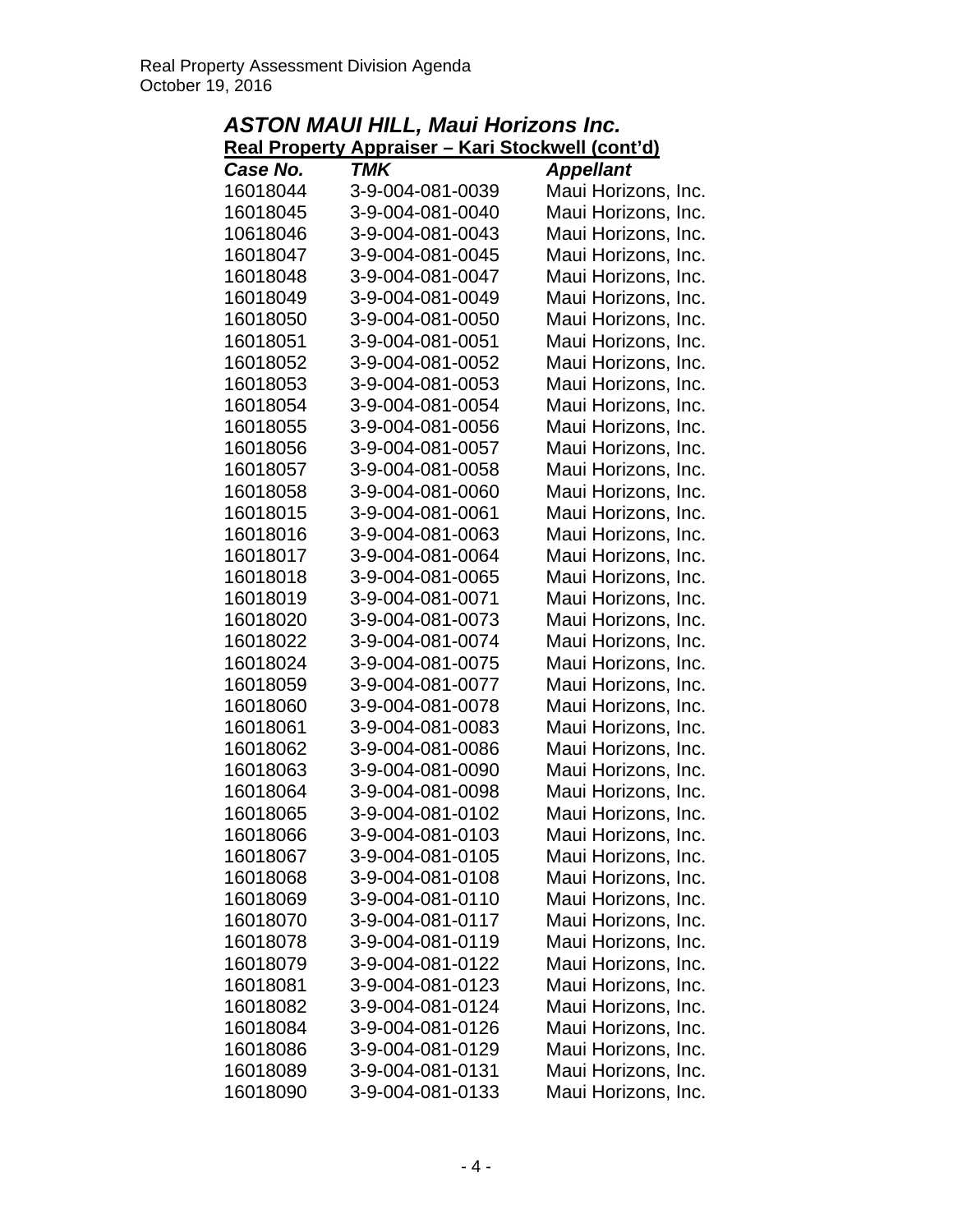Real Property Assessment Division Agenda
October 19, 2016

## *ASTON MAUI HILL, Maui Horizons Inc.*

**Real Property Appraiser – Kari Stockwell (cont'd)**

| *Case No.* | *TMK* | *Appellant* |
|---|---|---|
| 16018044 | 3-9-004-081-0039 | Maui Horizons, Inc. |
| 16018045 | 3-9-004-081-0040 | Maui Horizons, Inc. |
| 10618046 | 3-9-004-081-0043 | Maui Horizons, Inc. |
| 16018047 | 3-9-004-081-0045 | Maui Horizons, Inc. |
| 16018048 | 3-9-004-081-0047 | Maui Horizons, Inc. |
| 16018049 | 3-9-004-081-0049 | Maui Horizons, Inc. |
| 16018050 | 3-9-004-081-0050 | Maui Horizons, Inc. |
| 16018051 | 3-9-004-081-0051 | Maui Horizons, Inc. |
| 16018052 | 3-9-004-081-0052 | Maui Horizons, Inc. |
| 16018053 | 3-9-004-081-0053 | Maui Horizons, Inc. |
| 16018054 | 3-9-004-081-0054 | Maui Horizons, Inc. |
| 16018055 | 3-9-004-081-0056 | Maui Horizons, Inc. |
| 16018056 | 3-9-004-081-0057 | Maui Horizons, Inc. |
| 16018057 | 3-9-004-081-0058 | Maui Horizons, Inc. |
| 16018058 | 3-9-004-081-0060 | Maui Horizons, Inc. |
| 16018015 | 3-9-004-081-0061 | Maui Horizons, Inc. |
| 16018016 | 3-9-004-081-0063 | Maui Horizons, Inc. |
| 16018017 | 3-9-004-081-0064 | Maui Horizons, Inc. |
| 16018018 | 3-9-004-081-0065 | Maui Horizons, Inc. |
| 16018019 | 3-9-004-081-0071 | Maui Horizons, Inc. |
| 16018020 | 3-9-004-081-0073 | Maui Horizons, Inc. |
| 16018022 | 3-9-004-081-0074 | Maui Horizons, Inc. |
| 16018024 | 3-9-004-081-0075 | Maui Horizons, Inc. |
| 16018059 | 3-9-004-081-0077 | Maui Horizons, Inc. |
| 16018060 | 3-9-004-081-0078 | Maui Horizons, Inc. |
| 16018061 | 3-9-004-081-0083 | Maui Horizons, Inc. |
| 16018062 | 3-9-004-081-0086 | Maui Horizons, Inc. |
| 16018063 | 3-9-004-081-0090 | Maui Horizons, Inc. |
| 16018064 | 3-9-004-081-0098 | Maui Horizons, Inc. |
| 16018065 | 3-9-004-081-0102 | Maui Horizons, Inc. |
| 16018066 | 3-9-004-081-0103 | Maui Horizons, Inc. |
| 16018067 | 3-9-004-081-0105 | Maui Horizons, Inc. |
| 16018068 | 3-9-004-081-0108 | Maui Horizons, Inc. |
| 16018069 | 3-9-004-081-0110 | Maui Horizons, Inc. |
| 16018070 | 3-9-004-081-0117 | Maui Horizons, Inc. |
| 16018078 | 3-9-004-081-0119 | Maui Horizons, Inc. |
| 16018079 | 3-9-004-081-0122 | Maui Horizons, Inc. |
| 16018081 | 3-9-004-081-0123 | Maui Horizons, Inc. |
| 16018082 | 3-9-004-081-0124 | Maui Horizons, Inc. |
| 16018084 | 3-9-004-081-0126 | Maui Horizons, Inc. |
| 16018086 | 3-9-004-081-0129 | Maui Horizons, Inc. |
| 16018089 | 3-9-004-081-0131 | Maui Horizons, Inc. |
| 16018090 | 3-9-004-081-0133 | Maui Horizons, Inc. |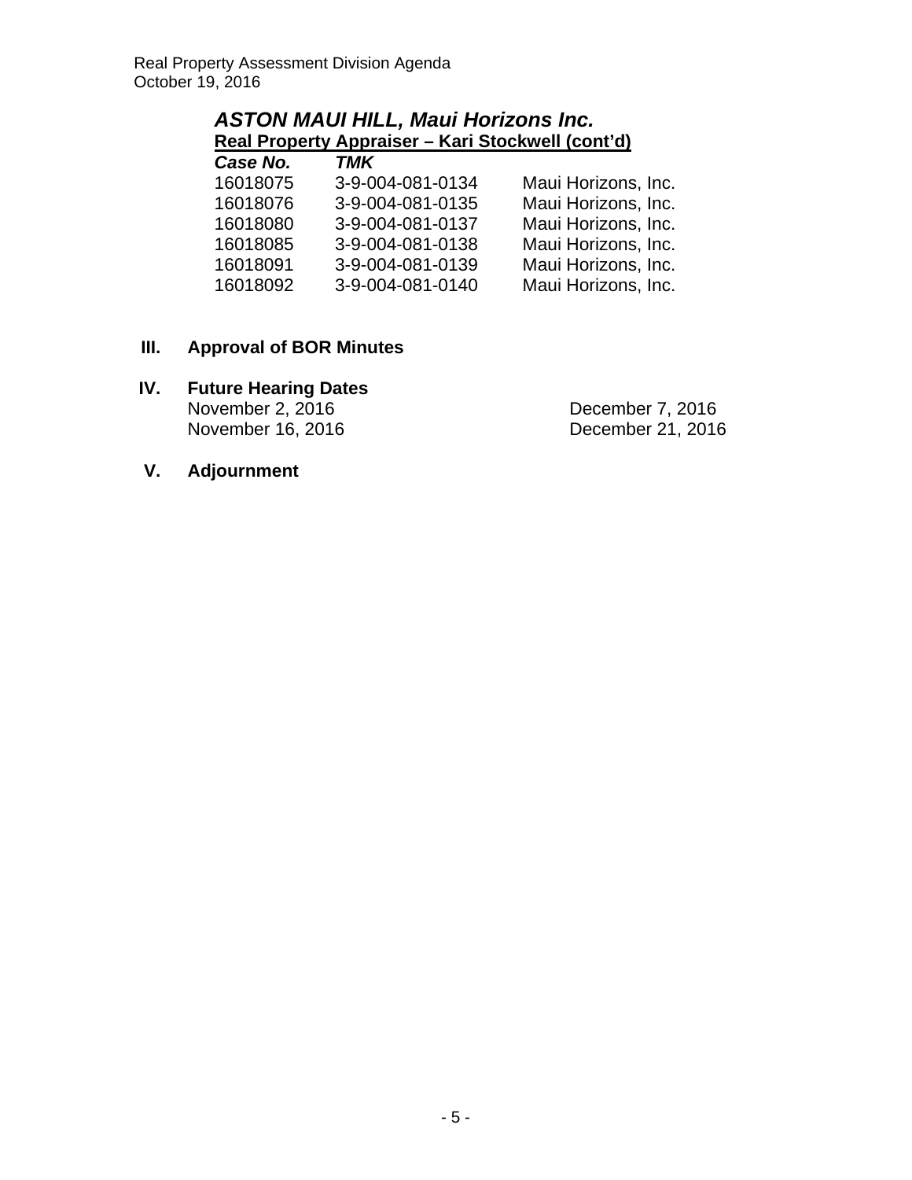### *ASTON MAUI HILL, Maui Horizons Inc.*

**Real Property Appraiser – Kari Stockwell (cont'd)**

| *Case No.* | *TMK* | |
|---|---|---|
| 16018075 | 3-9-004-081-0134 | Maui Horizons, Inc. |
| 16018076 | 3-9-004-081-0135 | Maui Horizons, Inc. |
| 16018080 | 3-9-004-081-0137 | Maui Horizons, Inc. |
| 16018085 | 3-9-004-081-0138 | Maui Horizons, Inc. |
| 16018091 | 3-9-004-081-0139 | Maui Horizons, Inc. |
| 16018092 | 3-9-004-081-0140 | Maui Horizons, Inc. |

**III. Approval of BOR Minutes**

**IV. Future Hearing Dates**

November 2, 2016 December 7, 2016

November 16, 2016 December 21, 2016

**V. Adjournment**